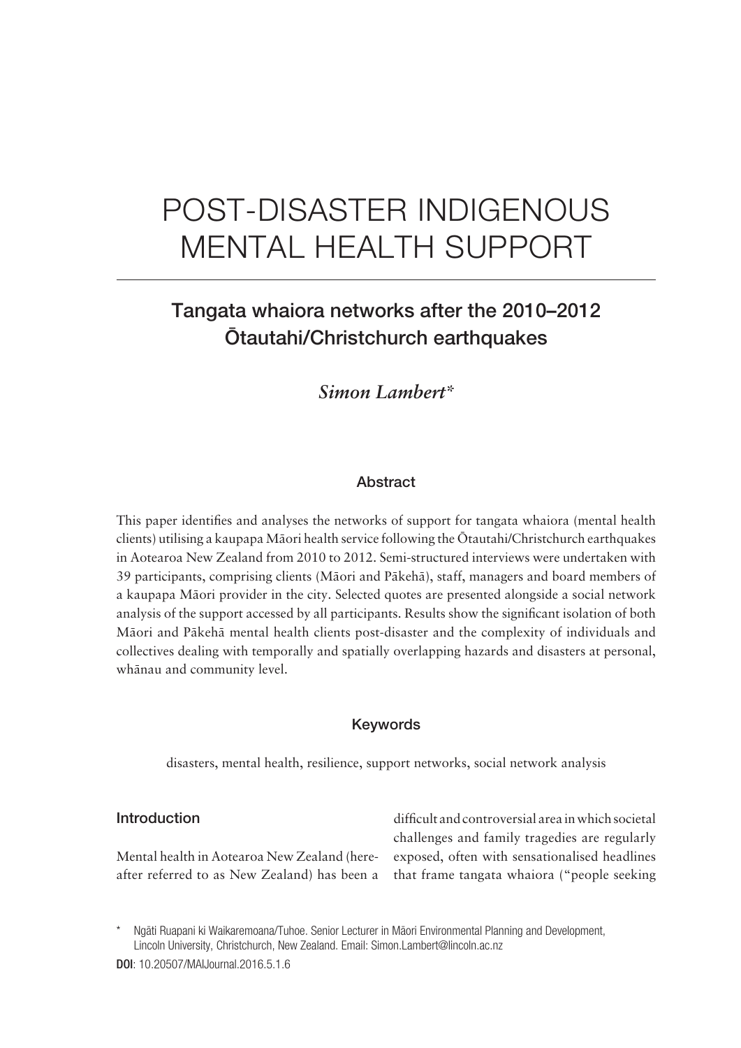# POST-DISASTER INDIGENOUS MENTAL HEALTH SUPPORT

## Tangata whaiora networks after the 2010–2012 Ōtautahi/Christchurch earthquakes

*Simon Lambert**

### Abstract

This paper identifies and analyses the networks of support for tangata whaiora (mental health clients) utilising a kaupapa Māori health service following the Ōtautahi/Christchurch earthquakes in Aotearoa New Zealand from 2010 to 2012. Semi-structured interviews were undertaken with 39 participants, comprising clients (Māori and Pākehā), staff, managers and board members of a kaupapa Māori provider in the city. Selected quotes are presented alongside a social network analysis of the support accessed by all participants. Results show the significant isolation of both Māori and Pākehā mental health clients post-disaster and the complexity of individuals and collectives dealing with temporally and spatially overlapping hazards and disasters at personal, whānau and community level.

### Keywords

disasters, mental health, resilience, support networks, social network analysis

### Introduction

Mental health in Aotearoa New Zealand (hereafter referred to as New Zealand) has been a difficult and controversial area in which societal challenges and family tragedies are regularly exposed, often with sensationalised headlines that frame tangata whaiora ("people seeking

\* Ngāti Ruapani ki Waikaremoana/Tuhoe. Senior Lecturer in Māori Environmental Planning and Development, Lincoln University, Christchurch, New Zealand. Email: Simon.Lambert@lincoln.ac.nz

**DOI**: 10.20507/MAIJournal.2016.5.1.6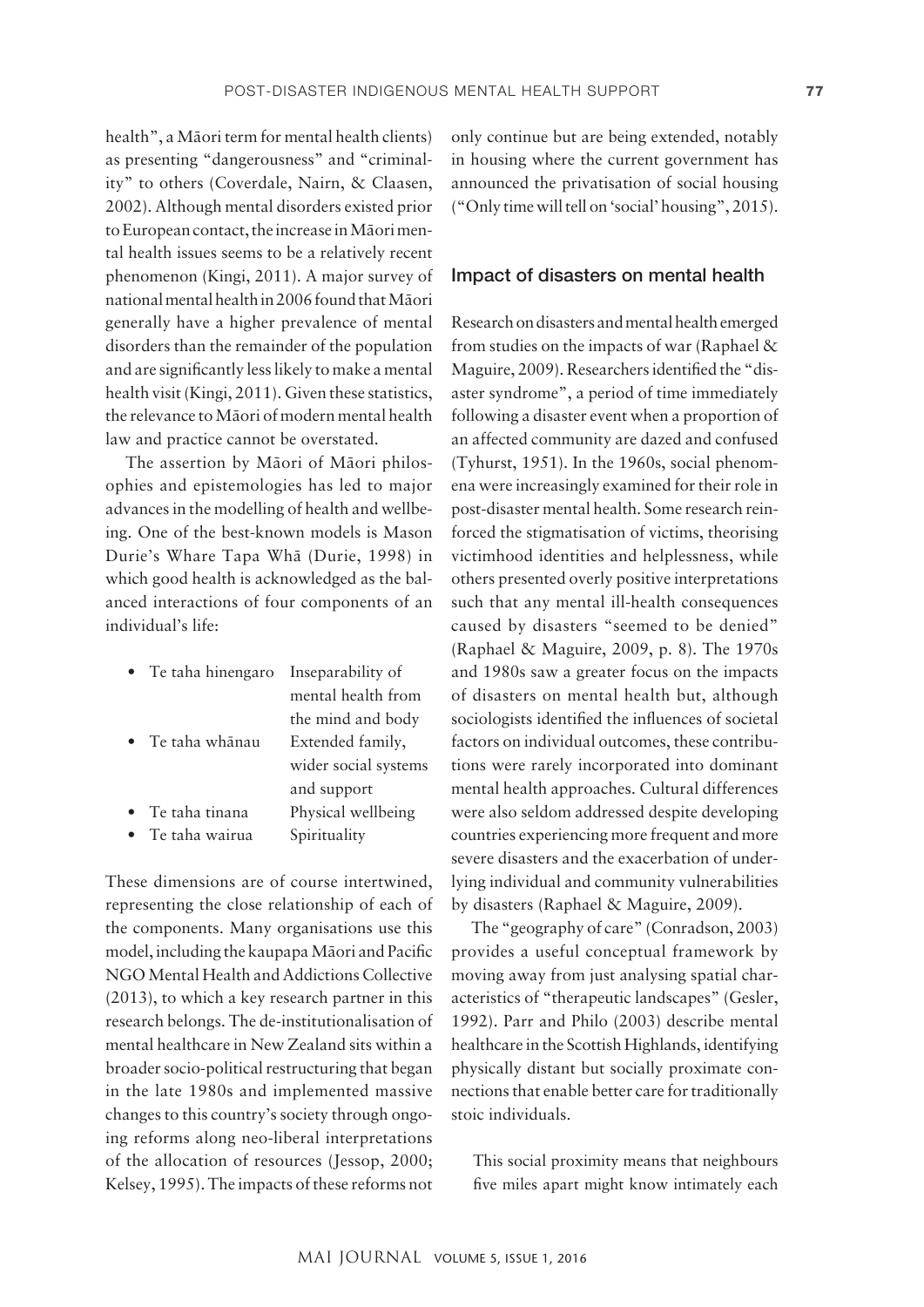health", a Māori term for mental health clients) as presenting "dangerousness" and "criminality" to others (Coverdale, Nairn, & Claasen, 2002). Although mental disorders existed prior to European contact, the increase in Māori mental health issues seems to be a relatively recent phenomenon (Kingi, 2011). A major survey of national mental health in 2006 found that Māori generally have a higher prevalence of mental disorders than the remainder of the population and are significantly less likely to make a mental health visit (Kingi, 2011). Given these statistics, the relevance to Māori of modern mental health law and practice cannot be overstated.

The assertion by Māori of Māori philosophies and epistemologies has led to major advances in the modelling of health and wellbeing. One of the best-known models is Mason Durie's Whare Tapa Whā (Durie, 1998) in which good health is acknowledged as the balanced interactions of four components of an individual's life:

- Te taha hinengaro — Inseparability of mental health from the mind and body
- Te taha whānau — Extended family, wider social systems and support
- Te taha tinana — Physical wellbeing
- Te taha wairua — Spirituality

These dimensions are of course intertwined, representing the close relationship of each of the components. Many organisations use this model, including the kaupapa Māori and Pacific NGO Mental Health and Addictions Collective (2013), to which a key research partner in this research belongs. The de-institutionalisation of mental healthcare in New Zealand sits within a broader socio-political restructuring that began in the late 1980s and implemented massive changes to this country's society through ongoing reforms along neo-liberal interpretations of the allocation of resources (Jessop, 2000; Kelsey, 1995). The impacts of these reforms not only continue but are being extended, notably in housing where the current government has announced the privatisation of social housing ("Only time will tell on 'social' housing", 2015).

## Impact of disasters on mental health

Research on disasters and mental health emerged from studies on the impacts of war (Raphael & Maguire, 2009). Researchers identified the "disaster syndrome", a period of time immediately following a disaster event when a proportion of an affected community are dazed and confused (Tyhurst, 1951). In the 1960s, social phenomena were increasingly examined for their role in post-disaster mental health. Some research reinforced the stigmatisation of victims, theorising victimhood identities and helplessness, while others presented overly positive interpretations such that any mental ill-health consequences caused by disasters "seemed to be denied" (Raphael & Maguire, 2009, p. 8). The 1970s and 1980s saw a greater focus on the impacts of disasters on mental health but, although sociologists identified the influences of societal factors on individual outcomes, these contributions were rarely incorporated into dominant mental health approaches. Cultural differences were also seldom addressed despite developing countries experiencing more frequent and more severe disasters and the exacerbation of underlying individual and community vulnerabilities by disasters (Raphael & Maguire, 2009).

The "geography of care" (Conradson, 2003) provides a useful conceptual framework by moving away from just analysing spatial characteristics of "therapeutic landscapes" (Gesler, 1992). Parr and Philo (2003) describe mental healthcare in the Scottish Highlands, identifying physically distant but socially proximate connections that enable better care for traditionally stoic individuals.

> This social proximity means that neighbours five miles apart might know intimately each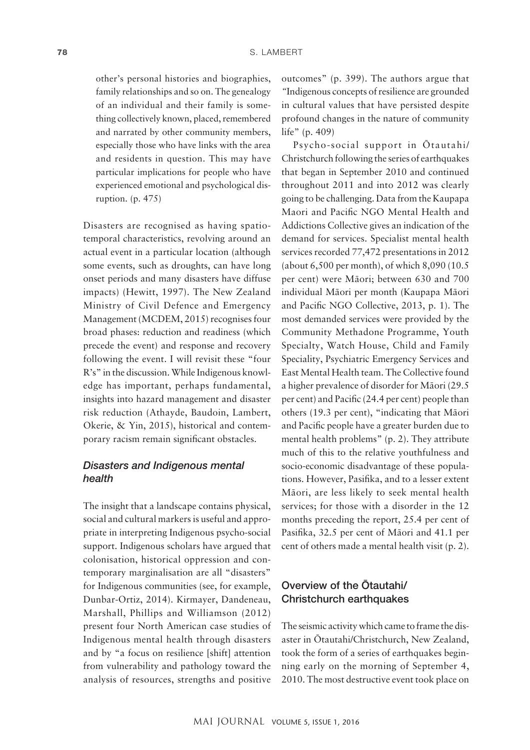other's personal histories and biographies, family relationships and so on. The genealogy of an individual and their family is something collectively known, placed, remembered and narrated by other community members, especially those who have links with the area and residents in question. This may have particular implications for people who have experienced emotional and psychological disruption. (p. 475)

Disasters are recognised as having spatio-temporal characteristics, revolving around an actual event in a particular location (although some events, such as droughts, can have long onset periods and many disasters have diffuse impacts) (Hewitt, 1997). The New Zealand Ministry of Civil Defence and Emergency Management (MCDEM, 2015) recognises four broad phases: reduction and readiness (which precede the event) and response and recovery following the event. I will revisit these "four R's" in the discussion. While Indigenous knowledge has important, perhaps fundamental, insights into hazard management and disaster risk reduction (Athayde, Baudoin, Lambert, Okerie, & Yin, 2015), historical and contemporary racism remain significant obstacles.

### *Disasters and Indigenous mental health*

The insight that a landscape contains physical, social and cultural markers is useful and appropriate in interpreting Indigenous psycho-social support. Indigenous scholars have argued that colonisation, historical oppression and contemporary marginalisation are all "disasters" for Indigenous communities (see, for example, Dunbar-Ortiz, 2014). Kirmayer, Dandeneau, Marshall, Phillips and Williamson (2012) present four North American case studies of Indigenous mental health through disasters and by "a focus on resilience [shift] attention from vulnerability and pathology toward the analysis of resources, strengths and positive outcomes" (p. 399). The authors argue that "Indigenous concepts of resilience are grounded in cultural values that have persisted despite profound changes in the nature of community life" (p. 409)

Psycho-social support in Ōtautahi/Christchurch following the series of earthquakes that began in September 2010 and continued throughout 2011 and into 2012 was clearly going to be challenging. Data from the Kaupapa Maori and Pacific NGO Mental Health and Addictions Collective gives an indication of the demand for services. Specialist mental health services recorded 77,472 presentations in 2012 (about 6,500 per month), of which 8,090 (10.5 per cent) were Māori; between 630 and 700 individual Māori per month (Kaupapa Māori and Pacific NGO Collective, 2013, p. 1). The most demanded services were provided by the Community Methadone Programme, Youth Specialty, Watch House, Child and Family Speciality, Psychiatric Emergency Services and East Mental Health team. The Collective found a higher prevalence of disorder for Māori (29.5 per cent) and Pacific (24.4 per cent) people than others (19.3 per cent), "indicating that Māori and Pacific people have a greater burden due to mental health problems" (p. 2). They attribute much of this to the relative youthfulness and socio-economic disadvantage of these populations. However, Pasifika, and to a lesser extent Māori, are less likely to seek mental health services; for those with a disorder in the 12 months preceding the report, 25.4 per cent of Pasifika, 32.5 per cent of Māori and 41.1 per cent of others made a mental health visit (p. 2).

## Overview of the Ōtautahi/Christchurch earthquakes

The seismic activity which came to frame the disaster in Ōtautahi/Christchurch, New Zealand, took the form of a series of earthquakes beginning early on the morning of September 4, 2010. The most destructive event took place on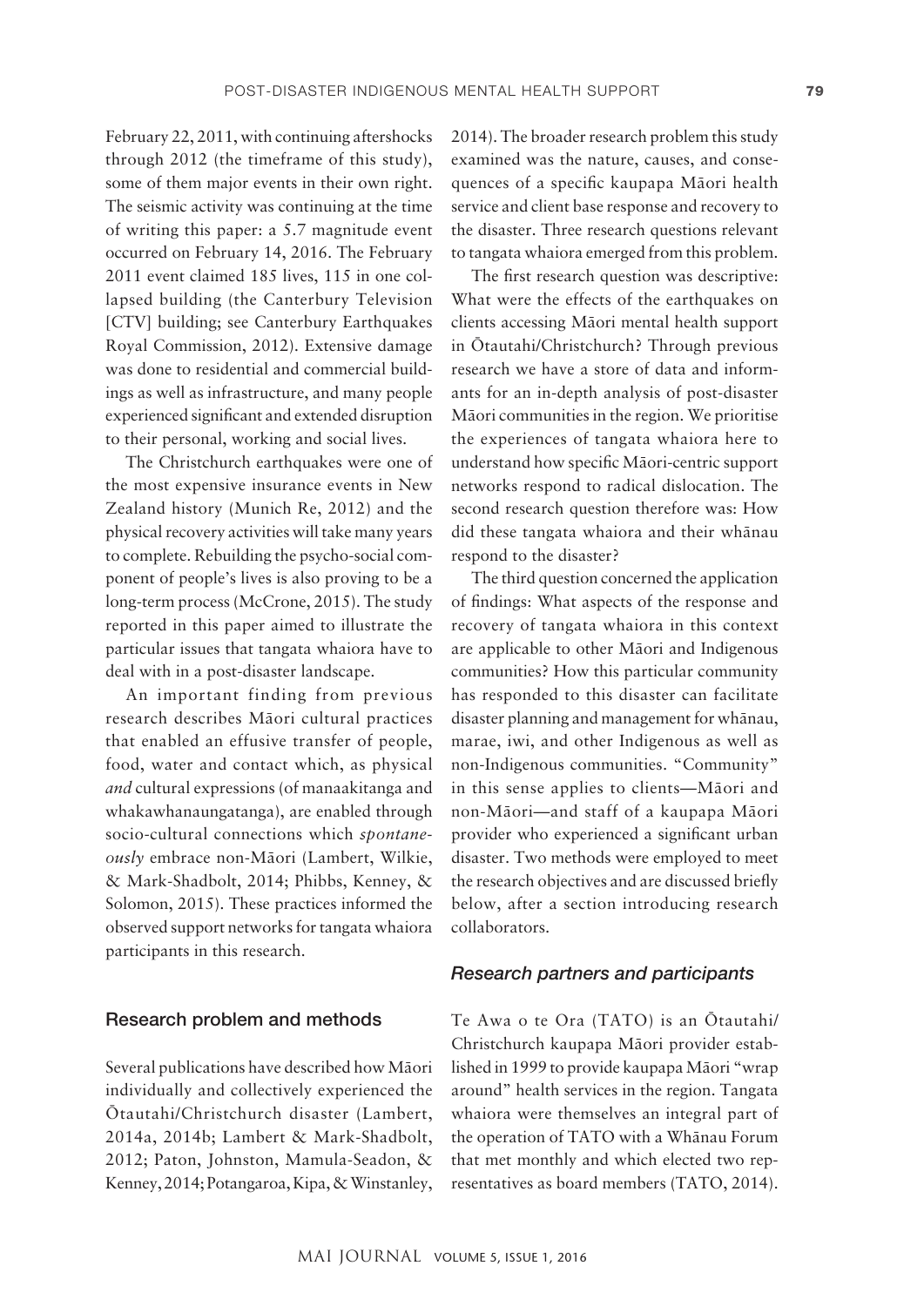February 22, 2011, with continuing aftershocks through 2012 (the timeframe of this study), some of them major events in their own right. The seismic activity was continuing at the time of writing this paper: a 5.7 magnitude event occurred on February 14, 2016. The February 2011 event claimed 185 lives, 115 in one collapsed building (the Canterbury Television [CTV] building; see Canterbury Earthquakes Royal Commission, 2012). Extensive damage was done to residential and commercial buildings as well as infrastructure, and many people experienced significant and extended disruption to their personal, working and social lives.

The Christchurch earthquakes were one of the most expensive insurance events in New Zealand history (Munich Re, 2012) and the physical recovery activities will take many years to complete. Rebuilding the psycho-social component of people's lives is also proving to be a long-term process (McCrone, 2015). The study reported in this paper aimed to illustrate the particular issues that tangata whaiora have to deal with in a post-disaster landscape.

An important finding from previous research describes Māori cultural practices that enabled an effusive transfer of people, food, water and contact which, as physical *and* cultural expressions (of manaakitanga and whakawhanaungatanga), are enabled through socio-cultural connections which *spontaneously* embrace non-Māori (Lambert, Wilkie, & Mark-Shadbolt, 2014; Phibbs, Kenney, & Solomon, 2015). These practices informed the observed support networks for tangata whaiora participants in this research.

## Research problem and methods

Several publications have described how Māori individually and collectively experienced the Ōtautahi/Christchurch disaster (Lambert, 2014a, 2014b; Lambert & Mark-Shadbolt, 2012; Paton, Johnston, Mamula-Seadon, & Kenney, 2014; Potangaroa, Kipa, & Winstanley, 2014). The broader research problem this study examined was the nature, causes, and consequences of a specific kaupapa Māori health service and client base response and recovery to the disaster. Three research questions relevant to tangata whaiora emerged from this problem.

The first research question was descriptive: What were the effects of the earthquakes on clients accessing Māori mental health support in Ōtautahi/Christchurch? Through previous research we have a store of data and informants for an in-depth analysis of post-disaster Māori communities in the region. We prioritise the experiences of tangata whaiora here to understand how specific Māori-centric support networks respond to radical dislocation. The second research question therefore was: How did these tangata whaiora and their whānau respond to the disaster?

The third question concerned the application of findings: What aspects of the response and recovery of tangata whaiora in this context are applicable to other Māori and Indigenous communities? How this particular community has responded to this disaster can facilitate disaster planning and management for whānau, marae, iwi, and other Indigenous as well as non-Indigenous communities. "Community" in this sense applies to clients—Māori and non-Māori—and staff of a kaupapa Māori provider who experienced a significant urban disaster. Two methods were employed to meet the research objectives and are discussed briefly below, after a section introducing research collaborators.

### *Research partners and participants*

Te Awa o te Ora (TATO) is an Ōtautahi/Christchurch kaupapa Māori provider established in 1999 to provide kaupapa Māori "wrap around" health services in the region. Tangata whaiora were themselves an integral part of the operation of TATO with a Whānau Forum that met monthly and which elected two representatives as board members (TATO, 2014).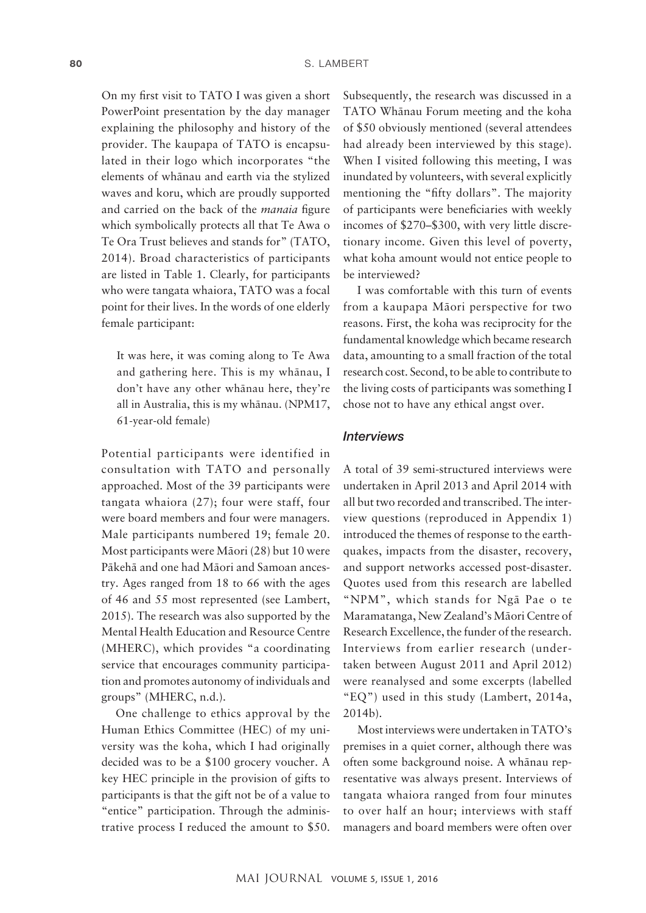On my first visit to TATO I was given a short PowerPoint presentation by the day manager explaining the philosophy and history of the provider. The kaupapa of TATO is encapsulated in their logo which incorporates "the elements of whānau and earth via the stylized waves and koru, which are proudly supported and carried on the back of the *manaia* figure which symbolically protects all that Te Awa o Te Ora Trust believes and stands for" (TATO, 2014). Broad characteristics of participants are listed in Table 1. Clearly, for participants who were tangata whaiora, TATO was a focal point for their lives. In the words of one elderly female participant:

> It was here, it was coming along to Te Awa and gathering here. This is my whānau, I don't have any other whānau here, they're all in Australia, this is my whānau. (NPM17, 61-year-old female)

Potential participants were identified in consultation with TATO and personally approached. Most of the 39 participants were tangata whaiora (27); four were staff, four were board members and four were managers. Male participants numbered 19; female 20. Most participants were Māori (28) but 10 were Pākehā and one had Māori and Samoan ancestry. Ages ranged from 18 to 66 with the ages of 46 and 55 most represented (see Lambert, 2015). The research was also supported by the Mental Health Education and Resource Centre (MHERC), which provides "a coordinating service that encourages community participation and promotes autonomy of individuals and groups" (MHERC, n.d.).

One challenge to ethics approval by the Human Ethics Committee (HEC) of my university was the koha, which I had originally decided was to be a $100 grocery voucher. A key HEC principle in the provision of gifts to participants is that the gift not be of a value to "entice" participation. Through the administrative process I reduced the amount to $50. Subsequently, the research was discussed in a TATO Whānau Forum meeting and the koha of $50 obviously mentioned (several attendees had already been interviewed by this stage). When I visited following this meeting, I was inundated by volunteers, with several explicitly mentioning the "fifty dollars". The majority of participants were beneficiaries with weekly incomes of $270–$300, with very little discretionary income. Given this level of poverty, what koha amount would not entice people to be interviewed?

I was comfortable with this turn of events from a kaupapa Māori perspective for two reasons. First, the koha was reciprocity for the fundamental knowledge which became research data, amounting to a small fraction of the total research cost. Second, to be able to contribute to the living costs of participants was something I chose not to have any ethical angst over.

### *Interviews*

A total of 39 semi-structured interviews were undertaken in April 2013 and April 2014 with all but two recorded and transcribed. The interview questions (reproduced in Appendix 1) introduced the themes of response to the earthquakes, impacts from the disaster, recovery, and support networks accessed post-disaster. Quotes used from this research are labelled "NPM", which stands for Ngā Pae o te Maramatanga, New Zealand's Māori Centre of Research Excellence, the funder of the research. Interviews from earlier research (undertaken between August 2011 and April 2012) were reanalysed and some excerpts (labelled "EQ") used in this study (Lambert, 2014a, 2014b).

Most interviews were undertaken in TATO's premises in a quiet corner, although there was often some background noise. A whānau representative was always present. Interviews of tangata whaiora ranged from four minutes to over half an hour; interviews with staff managers and board members were often over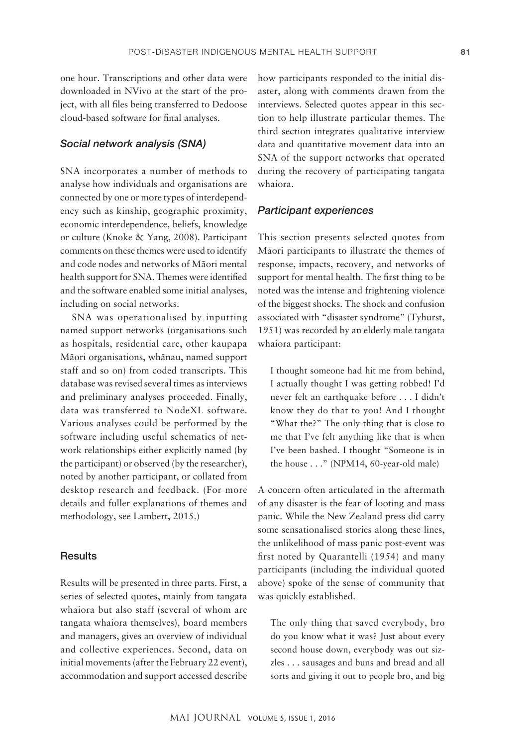one hour. Transcriptions and other data were downloaded in NVivo at the start of the project, with all files being transferred to Dedoose cloud-based software for final analyses.

### *Social network analysis (SNA)*

SNA incorporates a number of methods to analyse how individuals and organisations are connected by one or more types of interdependency such as kinship, geographic proximity, economic interdependence, beliefs, knowledge or culture (Knoke & Yang, 2008). Participant comments on these themes were used to identify and code nodes and networks of Māori mental health support for SNA. Themes were identified and the software enabled some initial analyses, including on social networks.

SNA was operationalised by inputting named support networks (organisations such as hospitals, residential care, other kaupapa Māori organisations, whānau, named support staff and so on) from coded transcripts. This database was revised several times as interviews and preliminary analyses proceeded. Finally, data was transferred to NodeXL software. Various analyses could be performed by the software including useful schematics of network relationships either explicitly named (by the participant) or observed (by the researcher), noted by another participant, or collated from desktop research and feedback. (For more details and fuller explanations of themes and methodology, see Lambert, 2015.)

## Results

Results will be presented in three parts. First, a series of selected quotes, mainly from tangata whaiora but also staff (several of whom are tangata whaiora themselves), board members and managers, gives an overview of individual and collective experiences. Second, data on initial movements (after the February 22 event), accommodation and support accessed describe how participants responded to the initial disaster, along with comments drawn from the interviews. Selected quotes appear in this section to help illustrate particular themes. The third section integrates qualitative interview data and quantitative movement data into an SNA of the support networks that operated during the recovery of participating tangata whaiora.

### *Participant experiences*

This section presents selected quotes from Māori participants to illustrate the themes of response, impacts, recovery, and networks of support for mental health. The first thing to be noted was the intense and frightening violence of the biggest shocks. The shock and confusion associated with "disaster syndrome" (Tyhurst, 1951) was recorded by an elderly male tangata whaiora participant:

> I thought someone had hit me from behind, I actually thought I was getting robbed! I'd never felt an earthquake before . . . I didn't know they do that to you! And I thought "What the?" The only thing that is close to me that I've felt anything like that is when I've been bashed. I thought "Someone is in the house . . ." (NPM14, 60-year-old male)

A concern often articulated in the aftermath of any disaster is the fear of looting and mass panic. While the New Zealand press did carry some sensationalised stories along these lines, the unlikelihood of mass panic post-event was first noted by Quarantelli (1954) and many participants (including the individual quoted above) spoke of the sense of community that was quickly established.

> The only thing that saved everybody, bro do you know what it was? Just about every second house down, everybody was out sizzles . . . sausages and buns and bread and all sorts and giving it out to people bro, and big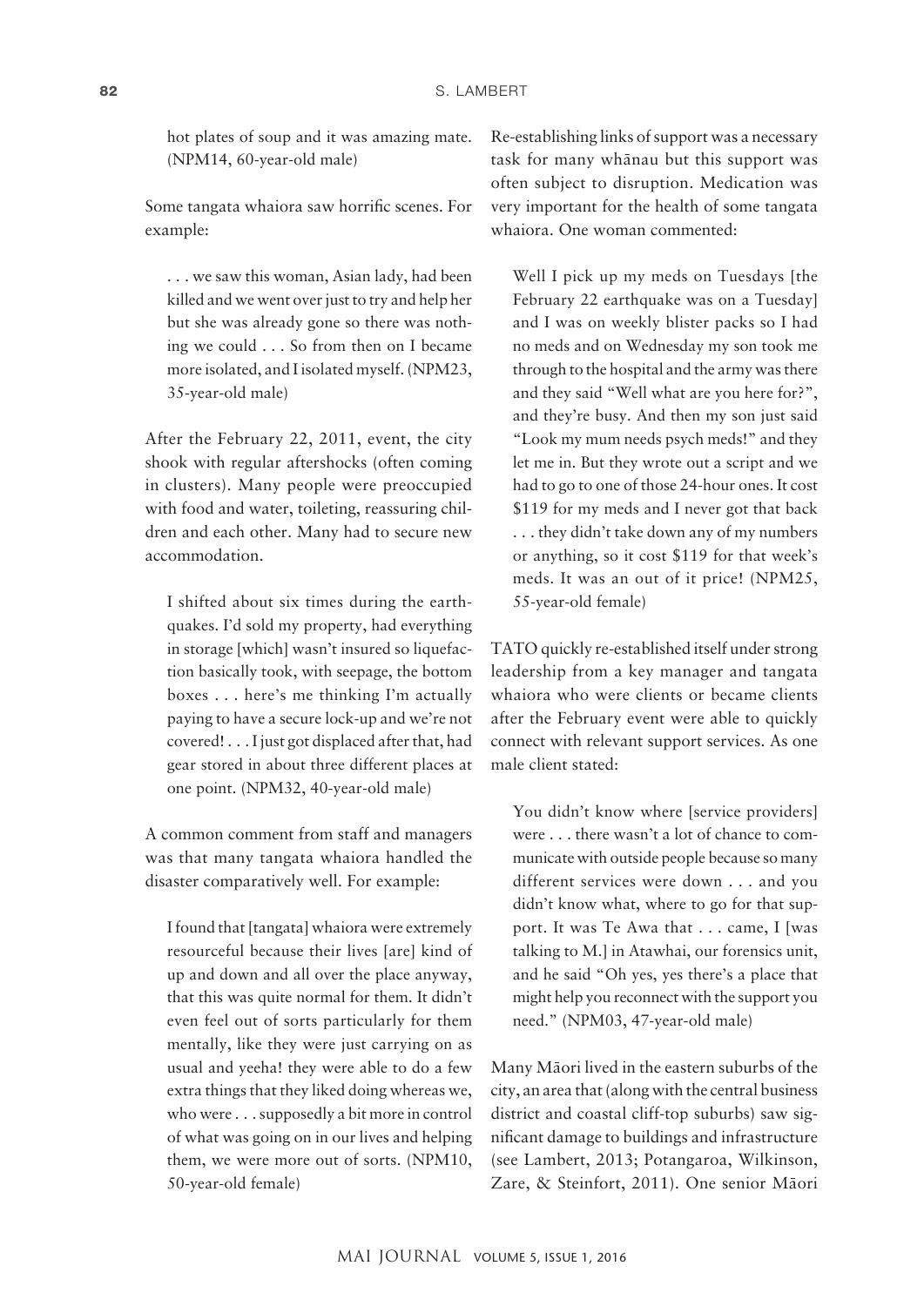> hot plates of soup and it was amazing mate. (NPM14, 60-year-old male)

Some tangata whaiora saw horrific scenes. For example:

> . . . we saw this woman, Asian lady, had been killed and we went over just to try and help her but she was already gone so there was nothing we could . . . So from then on I became more isolated, and I isolated myself. (NPM23, 35-year-old male)

After the February 22, 2011, event, the city shook with regular aftershocks (often coming in clusters). Many people were preoccupied with food and water, toileting, reassuring children and each other. Many had to secure new accommodation.

> I shifted about six times during the earthquakes. I'd sold my property, had everything in storage [which] wasn't insured so liquefaction basically took, with seepage, the bottom boxes . . . here's me thinking I'm actually paying to have a secure lock-up and we're not covered! . . . I just got displaced after that, had gear stored in about three different places at one point. (NPM32, 40-year-old male)

A common comment from staff and managers was that many tangata whaiora handled the disaster comparatively well. For example:

> I found that [tangata] whaiora were extremely resourceful because their lives [are] kind of up and down and all over the place anyway, that this was quite normal for them. It didn't even feel out of sorts particularly for them mentally, like they were just carrying on as usual and yeeha! they were able to do a few extra things that they liked doing whereas we, who were . . . supposedly a bit more in control of what was going on in our lives and helping them, we were more out of sorts. (NPM10, 50-year-old female)

Re-establishing links of support was a necessary task for many whānau but this support was often subject to disruption. Medication was very important for the health of some tangata whaiora. One woman commented:

> Well I pick up my meds on Tuesdays [the February 22 earthquake was on a Tuesday] and I was on weekly blister packs so I had no meds and on Wednesday my son took me through to the hospital and the army was there and they said "Well what are you here for?", and they're busy. And then my son just said "Look my mum needs psych meds!" and they let me in. But they wrote out a script and we had to go to one of those 24-hour ones. It cost $119 for my meds and I never got that back . . . they didn't take down any of my numbers or anything, so it cost $119 for that week's meds. It was an out of it price! (NPM25, 55-year-old female)

TATO quickly re-established itself under strong leadership from a key manager and tangata whaiora who were clients or became clients after the February event were able to quickly connect with relevant support services. As one male client stated:

> You didn't know where [service providers] were . . . there wasn't a lot of chance to communicate with outside people because so many different services were down . . . and you didn't know what, where to go for that support. It was Te Awa that . . . came, I [was talking to M.] in Atawhai, our forensics unit, and he said "Oh yes, yes there's a place that might help you reconnect with the support you need." (NPM03, 47-year-old male)

Many Māori lived in the eastern suburbs of the city, an area that (along with the central business district and coastal cliff-top suburbs) saw significant damage to buildings and infrastructure (see Lambert, 2013; Potangaroa, Wilkinson, Zare, & Steinfort, 2011). One senior Māori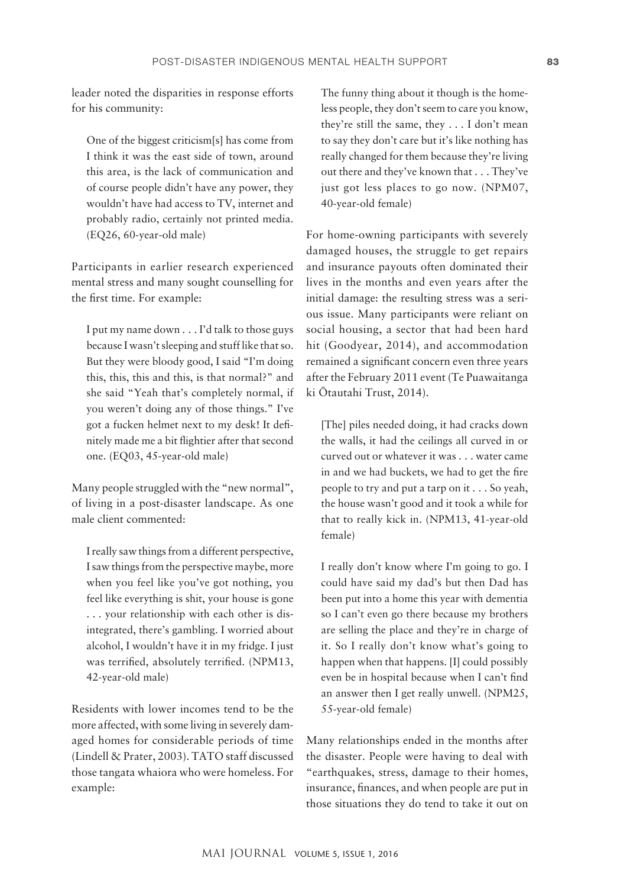leader noted the disparities in response efforts for his community:

> One of the biggest criticism[s] has come from I think it was the east side of town, around this area, is the lack of communication and of course people didn't have any power, they wouldn't have had access to TV, internet and probably radio, certainly not printed media. (EQ26, 60-year-old male)

Participants in earlier research experienced mental stress and many sought counselling for the first time. For example:

> I put my name down . . . I'd talk to those guys because I wasn't sleeping and stuff like that so. But they were bloody good, I said "I'm doing this, this, this and this, is that normal?" and she said "Yeah that's completely normal, if you weren't doing any of those things." I've got a fucken helmet next to my desk! It definitely made me a bit flightier after that second one. (EQ03, 45-year-old male)

Many people struggled with the "new normal", of living in a post-disaster landscape. As one male client commented:

> I really saw things from a different perspective, I saw things from the perspective maybe, more when you feel like you've got nothing, you feel like everything is shit, your house is gone . . . your relationship with each other is disintegrated, there's gambling. I worried about alcohol, I wouldn't have it in my fridge. I just was terrified, absolutely terrified. (NPM13, 42-year-old male)

Residents with lower incomes tend to be the more affected, with some living in severely damaged homes for considerable periods of time (Lindell & Prater, 2003). TATO staff discussed those tangata whaiora who were homeless. For example:

> The funny thing about it though is the homeless people, they don't seem to care you know, they're still the same, they . . . I don't mean to say they don't care but it's like nothing has really changed for them because they're living out there and they've known that . . . They've just got less places to go now. (NPM07, 40-year-old female)

For home-owning participants with severely damaged houses, the struggle to get repairs and insurance payouts often dominated their lives in the months and even years after the initial damage: the resulting stress was a serious issue. Many participants were reliant on social housing, a sector that had been hard hit (Goodyear, 2014), and accommodation remained a significant concern even three years after the February 2011 event (Te Puawaitanga ki Ōtautahi Trust, 2014).

> [The] piles needed doing, it had cracks down the walls, it had the ceilings all curved in or curved out or whatever it was . . . water came in and we had buckets, we had to get the fire people to try and put a tarp on it . . . So yeah, the house wasn't good and it took a while for that to really kick in. (NPM13, 41-year-old female)

> I really don't know where I'm going to go. I could have said my dad's but then Dad has been put into a home this year with dementia so I can't even go there because my brothers are selling the place and they're in charge of it. So I really don't know what's going to happen when that happens. [I] could possibly even be in hospital because when I can't find an answer then I get really unwell. (NPM25, 55-year-old female)

Many relationships ended in the months after the disaster. People were having to deal with "earthquakes, stress, damage to their homes, insurance, finances, and when people are put in those situations they do tend to take it out on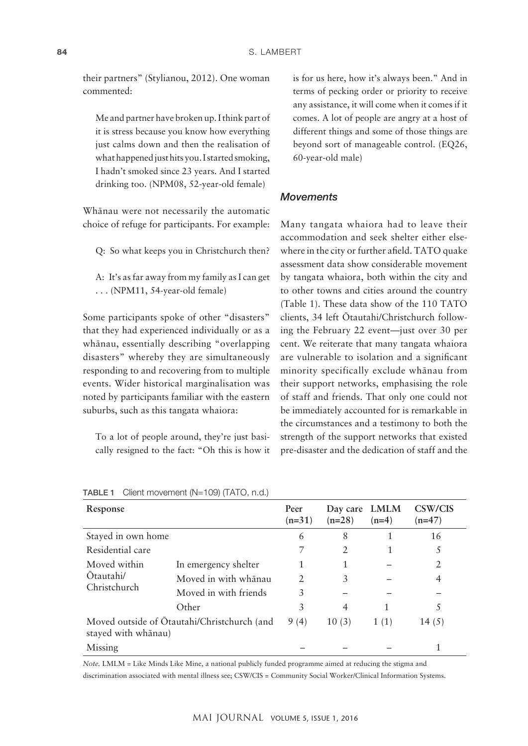their partners" (Stylianou, 2012). One woman commented:

> Me and partner have broken up. I think part of it is stress because you know how everything just calms down and then the realisation of what happened just hits you. I started smoking, I hadn't smoked since 23 years. And I started drinking too. (NPM08, 52-year-old female)

Whānau were not necessarily the automatic choice of refuge for participants. For example:

> Q: So what keeps you in Christchurch then?
>
> A: It's as far away from my family as I can get . . . (NPM11, 54-year-old female)

Some participants spoke of other "disasters" that they had experienced individually or as a whānau, essentially describing "overlapping disasters" whereby they are simultaneously responding to and recovering from to multiple events. Wider historical marginalisation was noted by participants familiar with the eastern suburbs, such as this tangata whaiora:

> To a lot of people around, they're just basically resigned to the fact: "Oh this is how it is for us here, how it's always been." And in terms of pecking order or priority to receive any assistance, it will come when it comes if it comes. A lot of people are angry at a host of different things and some of those things are beyond sort of manageable control. (EQ26, 60-year-old male)

### *Movements*

Many tangata whaiora had to leave their accommodation and seek shelter either elsewhere in the city or further afield. TATO quake assessment data show considerable movement by tangata whaiora, both within the city and to other towns and cities around the country (Table 1). These data show of the 110 TATO clients, 34 left Ōtautahi/Christchurch following the February 22 event—just over 30 per cent. We reiterate that many tangata whaiora are vulnerable to isolation and a significant minority specifically exclude whānau from their support networks, emphasising the role of staff and friends. That only one could not be immediately accounted for is remarkable in the circumstances and a testimony to both the strength of the support networks that existed pre-disaster and the dedication of staff and the

TABLE 1 Client movement (N=109) (TATO, n.d.)

| Response | | Peer (n=31) | Day care (n=28) | LMLM (n=4) | CSW/CIS (n=47) |
|---|---|---|---|---|---|
| Stayed in own home | | 6 | 8 | 1 | 16 |
| Residential care | | 7 | 2 | 1 | 5 |
| Moved within Ōtautahi/ Christchurch | In emergency shelter | 1 | 1 | – | 2 |
| | Moved in with whānau | 2 | 3 | – | 4 |
| | Moved in with friends | 3 | – | – | – |
| | Other | 3 | 4 | 1 | 5 |
| Moved outside of Ōtautahi/Christchurch (and stayed with whānau) | | 9 (4) | 10 (3) | 1 (1) | 14 (5) |
| Missing | | – | – | – | 1 |

*Note.* LMLM = Like Minds Like Mine, a national publicly funded programme aimed at reducing the stigma and discrimination associated with mental illness see; CSW/CIS = Community Social Worker/Clinical Information Systems.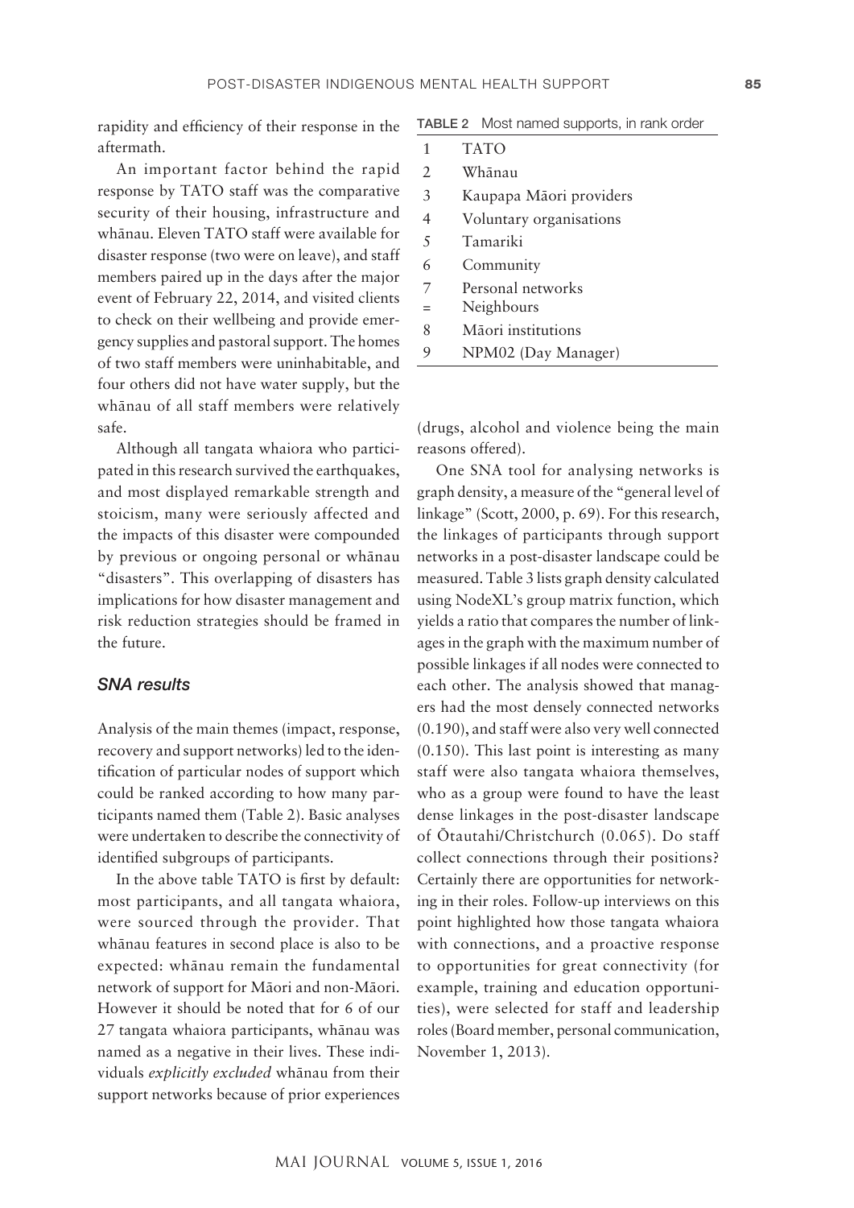rapidity and efficiency of their response in the aftermath.

An important factor behind the rapid response by TATO staff was the comparative security of their housing, infrastructure and whānau. Eleven TATO staff were available for disaster response (two were on leave), and staff members paired up in the days after the major event of February 22, 2014, and visited clients to check on their wellbeing and provide emergency supplies and pastoral support. The homes of two staff members were uninhabitable, and four others did not have water supply, but the whānau of all staff members were relatively safe.

Although all tangata whaiora who participated in this research survived the earthquakes, and most displayed remarkable strength and stoicism, many were seriously affected and the impacts of this disaster were compounded by previous or ongoing personal or whānau "disasters". This overlapping of disasters has implications for how disaster management and risk reduction strategies should be framed in the future.

### *SNA results*

Analysis of the main themes (impact, response, recovery and support networks) led to the identification of particular nodes of support which could be ranked according to how many participants named them (Table 2). Basic analyses were undertaken to describe the connectivity of identified subgroups of participants.

**TABLE 2** Most named supports, in rank order

| | |
|---|---|
| 1 | TATO |
| 2 | Whānau |
| 3 | Kaupapa Māori providers |
| 4 | Voluntary organisations |
| 5 | Tamariki |
| 6 | Community |
| 7 | Personal networks |
| = | Neighbours |
| 8 | Māori institutions |
| 9 | NPM02 (Day Manager) |

In the above table TATO is first by default: most participants, and all tangata whaiora, were sourced through the provider. That whānau features in second place is also to be expected: whānau remain the fundamental network of support for Māori and non-Māori. However it should be noted that for 6 of our 27 tangata whaiora participants, whānau was named as a negative in their lives. These individuals *explicitly excluded* whānau from their support networks because of prior experiences (drugs, alcohol and violence being the main reasons offered).

One SNA tool for analysing networks is graph density, a measure of the "general level of linkage" (Scott, 2000, p. 69). For this research, the linkages of participants through support networks in a post-disaster landscape could be measured. Table 3 lists graph density calculated using NodeXL's group matrix function, which yields a ratio that compares the number of linkages in the graph with the maximum number of possible linkages if all nodes were connected to each other. The analysis showed that managers had the most densely connected networks (0.190), and staff were also very well connected (0.150). This last point is interesting as many staff were also tangata whaiora themselves, who as a group were found to have the least dense linkages in the post-disaster landscape of Ōtautahi/Christchurch (0.065). Do staff collect connections through their positions? Certainly there are opportunities for networking in their roles. Follow-up interviews on this point highlighted how those tangata whaiora with connections, and a proactive response to opportunities for great connectivity (for example, training and education opportunities), were selected for staff and leadership roles (Board member, personal communication, November 1, 2013).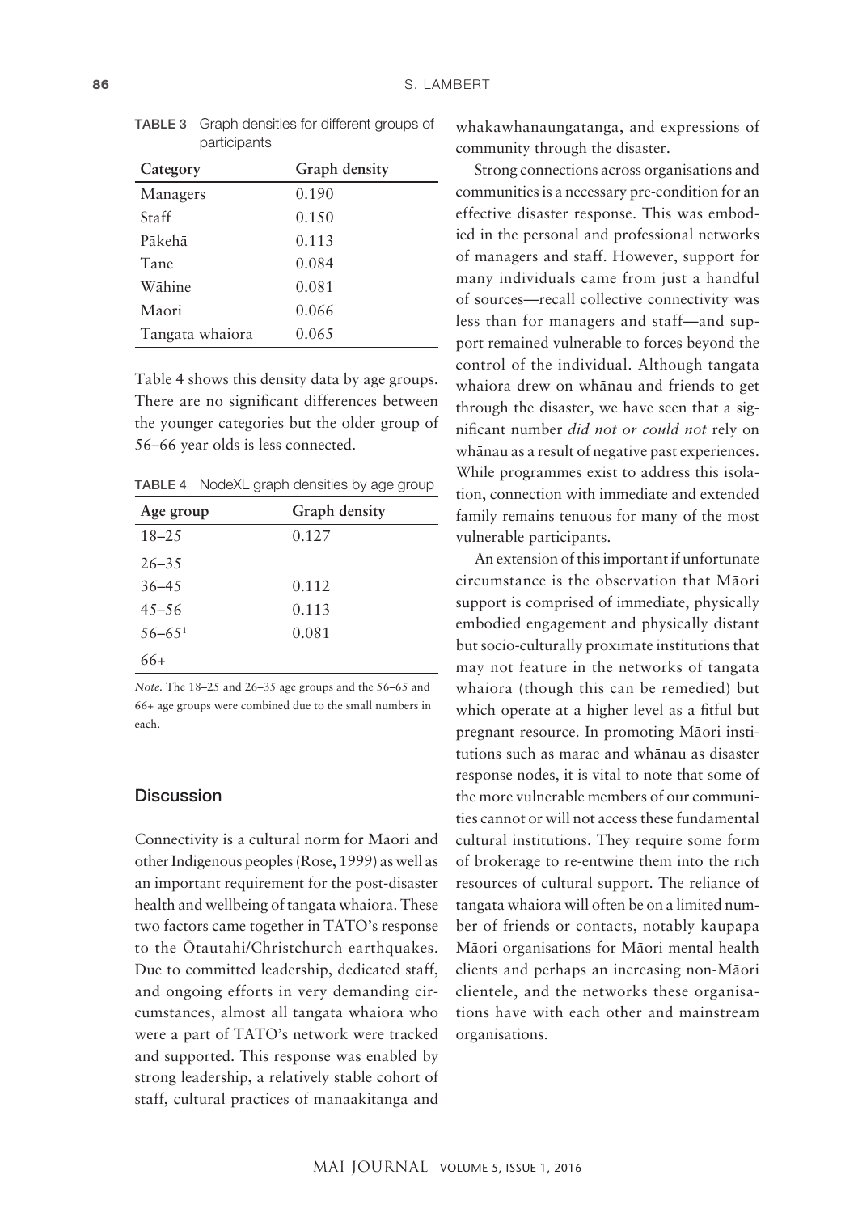**TABLE 3** Graph densities for different groups of participants

| Category | Graph density |
|---|---|
| Managers | 0.190 |
| Staff | 0.150 |
| Pākehā | 0.113 |
| Tane | 0.084 |
| Wāhine | 0.081 |
| Māori | 0.066 |
| Tangata whaiora | 0.065 |

Table 4 shows this density data by age groups. There are no significant differences between the younger categories but the older group of 56–66 year olds is less connected.

**TABLE 4** NodeXL graph densities by age group

| Age group | Graph density |
|---|---|
| 18–25 | 0.127 |
| 26–35 | |
| 36–45 | 0.112 |
| 45–56 | 0.113 |
| 56–65[1] | 0.081 |
| 66+ | |

*Note.* The 18–25 and 26–35 age groups and the 56–65 and 66+ age groups were combined due to the small numbers in each.

## Discussion

Connectivity is a cultural norm for Māori and other Indigenous peoples (Rose, 1999) as well as an important requirement for the post-disaster health and wellbeing of tangata whaiora. These two factors came together in TATO's response to the Ōtautahi/Christchurch earthquakes. Due to committed leadership, dedicated staff, and ongoing efforts in very demanding circumstances, almost all tangata whaiora who were a part of TATO's network were tracked and supported. This response was enabled by strong leadership, a relatively stable cohort of staff, cultural practices of manaakitanga and whakawhanaungatanga, and expressions of community through the disaster.

Strong connections across organisations and communities is a necessary pre-condition for an effective disaster response. This was embodied in the personal and professional networks of managers and staff. However, support for many individuals came from just a handful of sources—recall collective connectivity was less than for managers and staff—and support remained vulnerable to forces beyond the control of the individual. Although tangata whaiora drew on whānau and friends to get through the disaster, we have seen that a significant number *did not or could not* rely on whānau as a result of negative past experiences. While programmes exist to address this isolation, connection with immediate and extended family remains tenuous for many of the most vulnerable participants.

An extension of this important if unfortunate circumstance is the observation that Māori support is comprised of immediate, physically embodied engagement and physically distant but socio-culturally proximate institutions that may not feature in the networks of tangata whaiora (though this can be remedied) but which operate at a higher level as a fitful but pregnant resource. In promoting Māori institutions such as marae and whānau as disaster response nodes, it is vital to note that some of the more vulnerable members of our communities cannot or will not access these fundamental cultural institutions. They require some form of brokerage to re-entwine them into the rich resources of cultural support. The reliance of tangata whaiora will often be on a limited number of friends or contacts, notably kaupapa Māori organisations for Māori mental health clients and perhaps an increasing non-Māori clientele, and the networks these organisations have with each other and mainstream organisations.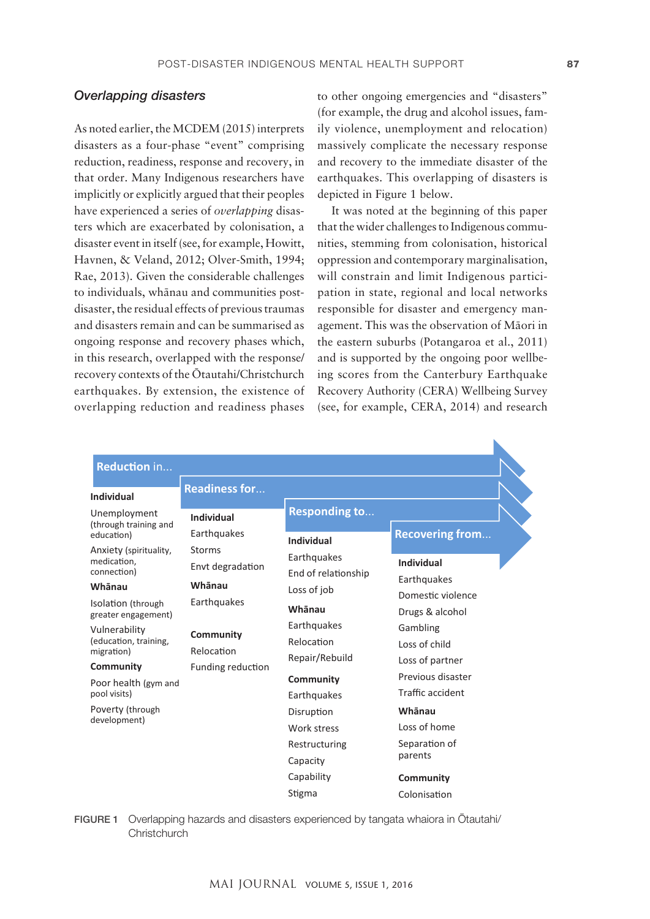### *Overlapping disasters*

As noted earlier, the MCDEM (2015) interprets disasters as a four-phase "event" comprising reduction, readiness, response and recovery, in that order. Many Indigenous researchers have implicitly or explicitly argued that their peoples have experienced a series of *overlapping* disasters which are exacerbated by colonisation, a disaster event in itself (see, for example, Howitt, Havnen, & Veland, 2012; Olver-Smith, 1994; Rae, 2013). Given the considerable challenges to individuals, whānau and communities post-disaster, the residual effects of previous traumas and disasters remain and can be summarised as ongoing response and recovery phases which, in this research, overlapped with the response/recovery contexts of the Ōtautahi/Christchurch earthquakes. By extension, the existence of overlapping reduction and readiness phases to other ongoing emergencies and "disasters" (for example, the drug and alcohol issues, family violence, unemployment and relocation) massively complicate the necessary response and recovery to the immediate disaster of the earthquakes. This overlapping of disasters is depicted in Figure 1 below.

It was noted at the beginning of this paper that the wider challenges to Indigenous communities, stemming from colonisation, historical oppression and contemporary marginalisation, will constrain and limit Indigenous participation in state, regional and local networks responsible for disaster and emergency management. This was the observation of Māori in the eastern suburbs (Potangaroa et al., 2011) and is supported by the ongoing poor wellbeing scores from the Canterbury Earthquake Recovery Authority (CERA) Wellbeing Survey (see, for example, CERA, 2014) and research

| Reduction in... | Readiness for... | Responding to... | Recovering from... |
|---|---|---|---|
| **Individual** | **Individual** | **Individual** | **Individual** |
| Unemployment (through training and education) | Earthquakes | Earthquakes | Earthquakes |
| Anxiety (spirituality, medication, connection) | Storms | End of relationship | Domestic violence |
| **Whānau** | Envt degradation | Loss of job | Drugs & alcohol |
| Isolation (through greater engagement) | **Whānau** | **Whānau** | Gambling |
| Vulnerability (education, training, migration) | Earthquakes | Earthquakes | Loss of child |
| **Community** | **Community** | Relocation | Loss of partner |
| Poor health (gym and pool visits) | Relocation | Repair/Rebuild | Previous disaster |
| Poverty (through development) | Funding reduction | **Community** | Traffic accident |
| | | Earthquakes | **Whānau** |
| | | Disruption | Loss of home |
| | | Work stress | Separation of parents |
| | | Restructuring | **Community** |
| | | Capacity | Colonisation |
| | | Capability | |
| | | Stigma | |

FIGURE 1 Overlapping hazards and disasters experienced by tangata whaiora in Ōtautahi/Christchurch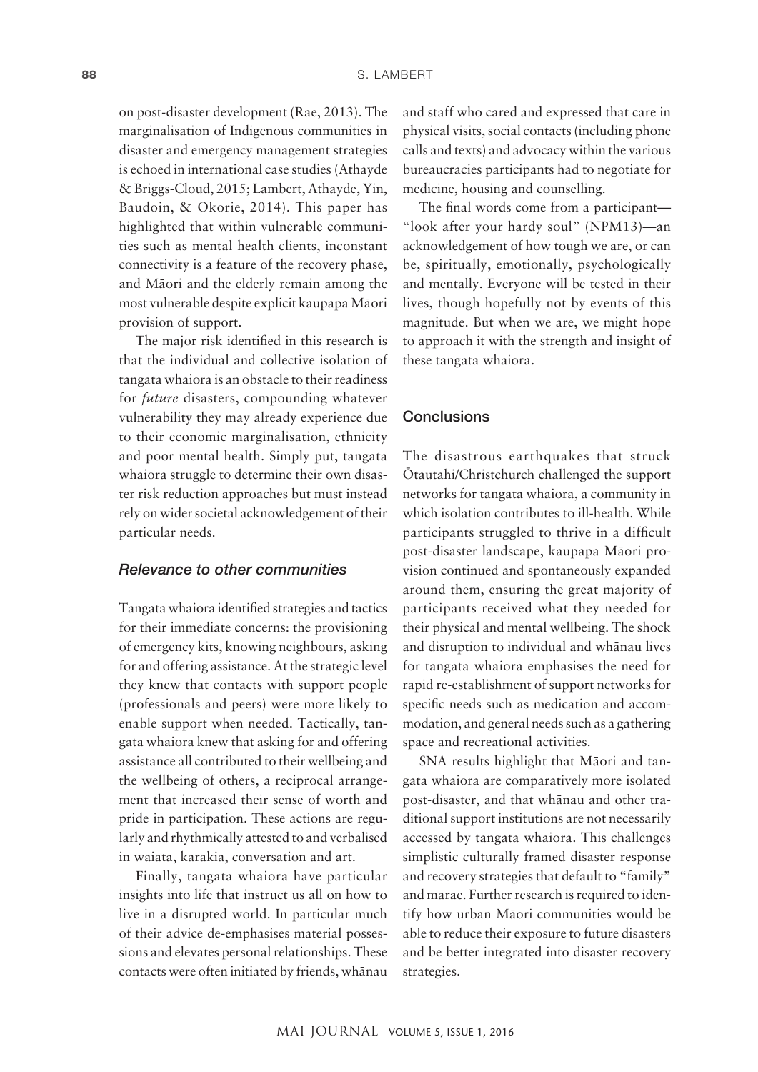on post-disaster development (Rae, 2013). The marginalisation of Indigenous communities in disaster and emergency management strategies is echoed in international case studies (Athayde & Briggs-Cloud, 2015; Lambert, Athayde, Yin, Baudoin, & Okorie, 2014). This paper has highlighted that within vulnerable communities such as mental health clients, inconstant connectivity is a feature of the recovery phase, and Māori and the elderly remain among the most vulnerable despite explicit kaupapa Māori provision of support.

The major risk identified in this research is that the individual and collective isolation of tangata whaiora is an obstacle to their readiness for *future* disasters, compounding whatever vulnerability they may already experience due to their economic marginalisation, ethnicity and poor mental health. Simply put, tangata whaiora struggle to determine their own disaster risk reduction approaches but must instead rely on wider societal acknowledgement of their particular needs.

### *Relevance to other communities*

Tangata whaiora identified strategies and tactics for their immediate concerns: the provisioning of emergency kits, knowing neighbours, asking for and offering assistance. At the strategic level they knew that contacts with support people (professionals and peers) were more likely to enable support when needed. Tactically, tangata whaiora knew that asking for and offering assistance all contributed to their wellbeing and the wellbeing of others, a reciprocal arrangement that increased their sense of worth and pride in participation. These actions are regularly and rhythmically attested to and verbalised in waiata, karakia, conversation and art.

Finally, tangata whaiora have particular insights into life that instruct us all on how to live in a disrupted world. In particular much of their advice de-emphasises material possessions and elevates personal relationships. These contacts were often initiated by friends, whānau and staff who cared and expressed that care in physical visits, social contacts (including phone calls and texts) and advocacy within the various bureaucracies participants had to negotiate for medicine, housing and counselling.

The final words come from a participant—"look after your hardy soul" (NPM13)—an acknowledgement of how tough we are, or can be, spiritually, emotionally, psychologically and mentally. Everyone will be tested in their lives, though hopefully not by events of this magnitude. But when we are, we might hope to approach it with the strength and insight of these tangata whaiora.

## Conclusions

The disastrous earthquakes that struck Ōtautahi/Christchurch challenged the support networks for tangata whaiora, a community in which isolation contributes to ill-health. While participants struggled to thrive in a difficult post-disaster landscape, kaupapa Māori provision continued and spontaneously expanded around them, ensuring the great majority of participants received what they needed for their physical and mental wellbeing. The shock and disruption to individual and whānau lives for tangata whaiora emphasises the need for rapid re-establishment of support networks for specific needs such as medication and accommodation, and general needs such as a gathering space and recreational activities.

SNA results highlight that Māori and tangata whaiora are comparatively more isolated post-disaster, and that whānau and other traditional support institutions are not necessarily accessed by tangata whaiora. This challenges simplistic culturally framed disaster response and recovery strategies that default to "family" and marae. Further research is required to identify how urban Māori communities would be able to reduce their exposure to future disasters and be better integrated into disaster recovery strategies.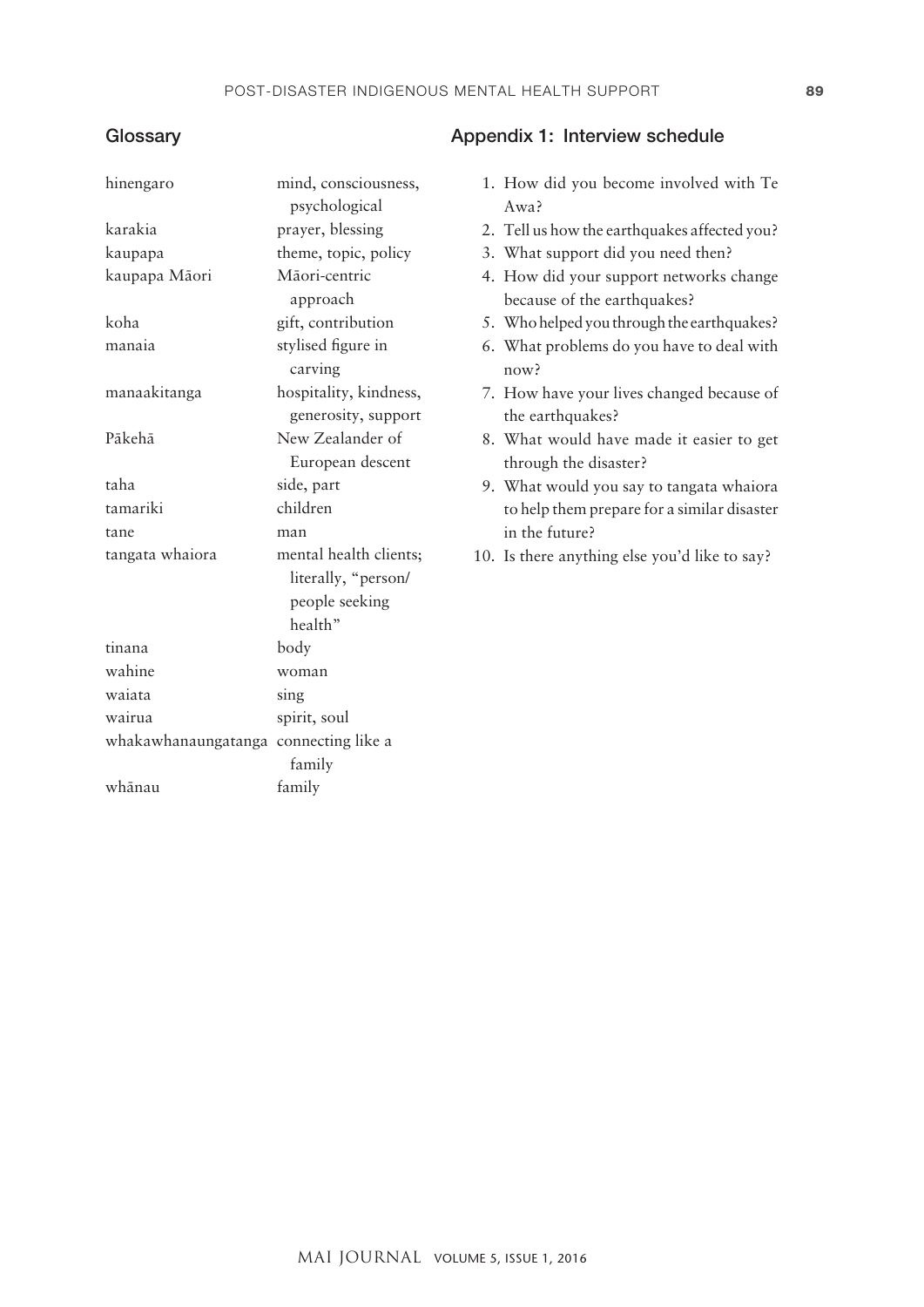## Glossary

| | |
|---|---|
| hinengaro | mind, consciousness, psychological |
| karakia | prayer, blessing |
| kaupapa | theme, topic, policy |
| kaupapa Māori | Māori-centric approach |
| koha | gift, contribution |
| manaia | stylised figure in carving |
| manaakitanga | hospitality, kindness, generosity, support |
| Pākehā | New Zealander of European descent |
| taha | side, part |
| tamariki | children |
| tane | man |
| tangata whaiora | mental health clients; literally, "person/people seeking health" |
| tinana | body |
| wahine | woman |
| waiata | sing |
| wairua | spirit, soul |
| whakawhanaungatanga | connecting like a family |
| whānau | family |

## Appendix 1: Interview schedule

1. How did you become involved with Te Awa?
2. Tell us how the earthquakes affected you?
3. What support did you need then?
4. How did your support networks change because of the earthquakes?
5. Who helped you through the earthquakes?
6. What problems do you have to deal with now?
7. How have your lives changed because of the earthquakes?
8. What would have made it easier to get through the disaster?
9. What would you say to tangata whaiora to help them prepare for a similar disaster in the future?
10. Is there anything else you'd like to say?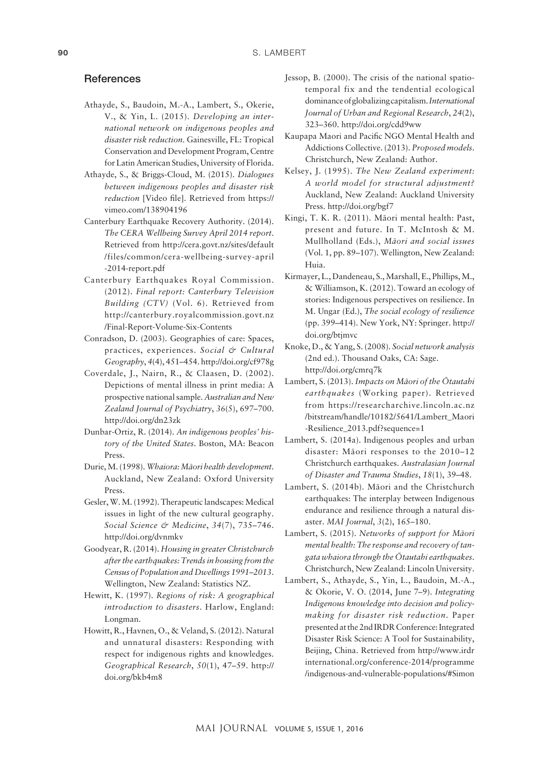## References

Athayde, S., Baudoin, M.-A., Lambert, S., Okerie, V., & Yin, L. (2015). *Developing an international network on indigenous peoples and disaster risk reduction.* Gainesville, FL: Tropical Conservation and Development Program, Centre for Latin American Studies, University of Florida.

Athayde, S., & Briggs-Cloud, M. (2015). *Dialogues between indigenous peoples and disaster risk reduction* [Video file]. Retrieved from https://vimeo.com/138904196

Canterbury Earthquake Recovery Authority. (2014). *The CERA Wellbeing Survey April 2014 report.* Retrieved from http://cera.govt.nz/sites/default/files/common/cera-wellbeing-survey-april-2014-report.pdf

Canterbury Earthquakes Royal Commission. (2012). *Final report: Canterbury Television Building (CTV)* (Vol. 6). Retrieved from http://canterbury.royalcommission.govt.nz/Final-Report-Volume-Six-Contents

Conradson, D. (2003). Geographies of care: Spaces, practices, experiences. *Social & Cultural Geography*, *4*(4), 451–454. http://doi.org/cf978g

Coverdale, J., Nairn, R., & Claasen, D. (2002). Depictions of mental illness in print media: A prospective national sample. *Australian and New Zealand Journal of Psychiatry*, *36*(5), 697–700. http://doi.org/dn23zk

Dunbar-Ortiz, R. (2014). *An indigenous peoples' history of the United States.* Boston, MA: Beacon Press.

Durie, M. (1998). *Whaiora: Māori health development.* Auckland, New Zealand: Oxford University Press.

Gesler, W. M. (1992). Therapeutic landscapes: Medical issues in light of the new cultural geography. *Social Science & Medicine*, *34*(7), 735–746. http://doi.org/dvnmkv

Goodyear, R. (2014). *Housing in greater Christchurch after the earthquakes: Trends in housing from the Census of Population and Dwellings 1991–2013.* Wellington, New Zealand: Statistics NZ.

Hewitt, K. (1997). *Regions of risk: A geographical introduction to disasters.* Harlow, England: Longman.

Howitt, R., Havnen, O., & Veland, S. (2012). Natural and unnatural disasters: Responding with respect for indigenous rights and knowledges. *Geographical Research*, *50*(1), 47–59. http://doi.org/bkb4m8

Jessop, B. (2000). The crisis of the national spatio-temporal fix and the tendential ecological dominance of globalizing capitalism. *International Journal of Urban and Regional Research*, *24*(2), 323–360. http://doi.org/cdd9ww

Kaupapa Maori and Pacific NGO Mental Health and Addictions Collective. (2013). *Proposed models.* Christchurch, New Zealand: Author.

Kelsey, J. (1995). *The New Zealand experiment: A world model for structural adjustment?* Auckland, New Zealand: Auckland University Press. http://doi.org/bgf7

Kingi, T. K. R. (2011). Māori mental health: Past, present and future. In T. McIntosh & M. Mullholland (Eds.), *Māori and social issues* (Vol. 1, pp. 89–107). Wellington, New Zealand: Huia.

Kirmayer, L., Dandeneau, S., Marshall, E., Phillips, M., & Williamson, K. (2012). Toward an ecology of stories: Indigenous perspectives on resilience. In M. Ungar (Ed.), *The social ecology of resilience* (pp. 399–414). New York, NY: Springer. http://doi.org/btjmvc

Knoke, D., & Yang, S. (2008). *Social network analysis* (2nd ed.). Thousand Oaks, CA: Sage. http://doi.org/cmrq7k

Lambert, S. (2013). *Impacts on Māori of the Ōtautahi earthquakes* (Working paper). Retrieved from https://researcharchive.lincoln.ac.nz/bitstream/handle/10182/5641/Lambert_Maori-Resilience_2013.pdf?sequence=1

Lambert, S. (2014a). Indigenous peoples and urban disaster: Māori responses to the 2010–12 Christchurch earthquakes. *Australasian Journal of Disaster and Trauma Studies*, *18*(1), 39–48.

Lambert, S. (2014b). Māori and the Christchurch earthquakes: The interplay between Indigenous endurance and resilience through a natural disaster. *MAI Journal*, *3*(2), 165–180.

Lambert, S. (2015). *Networks of support for Māori mental health: The response and recovery of tangata whaiora through the Ōtautahi earthquakes.* Christchurch, New Zealand: Lincoln University.

Lambert, S., Athayde, S., Yin, L., Baudoin, M.-A., & Okorie, V. O. (2014, June 7–9). *Integrating Indigenous knowledge into decision and policy-making for disaster risk reduction.* Paper presented at the 2nd IRDR Conference: Integrated Disaster Risk Science: A Tool for Sustainability, Beijing, China. Retrieved from http://www.irdrinternational.org/conference-2014/programme/indigenous-and-vulnerable-populations/#Simon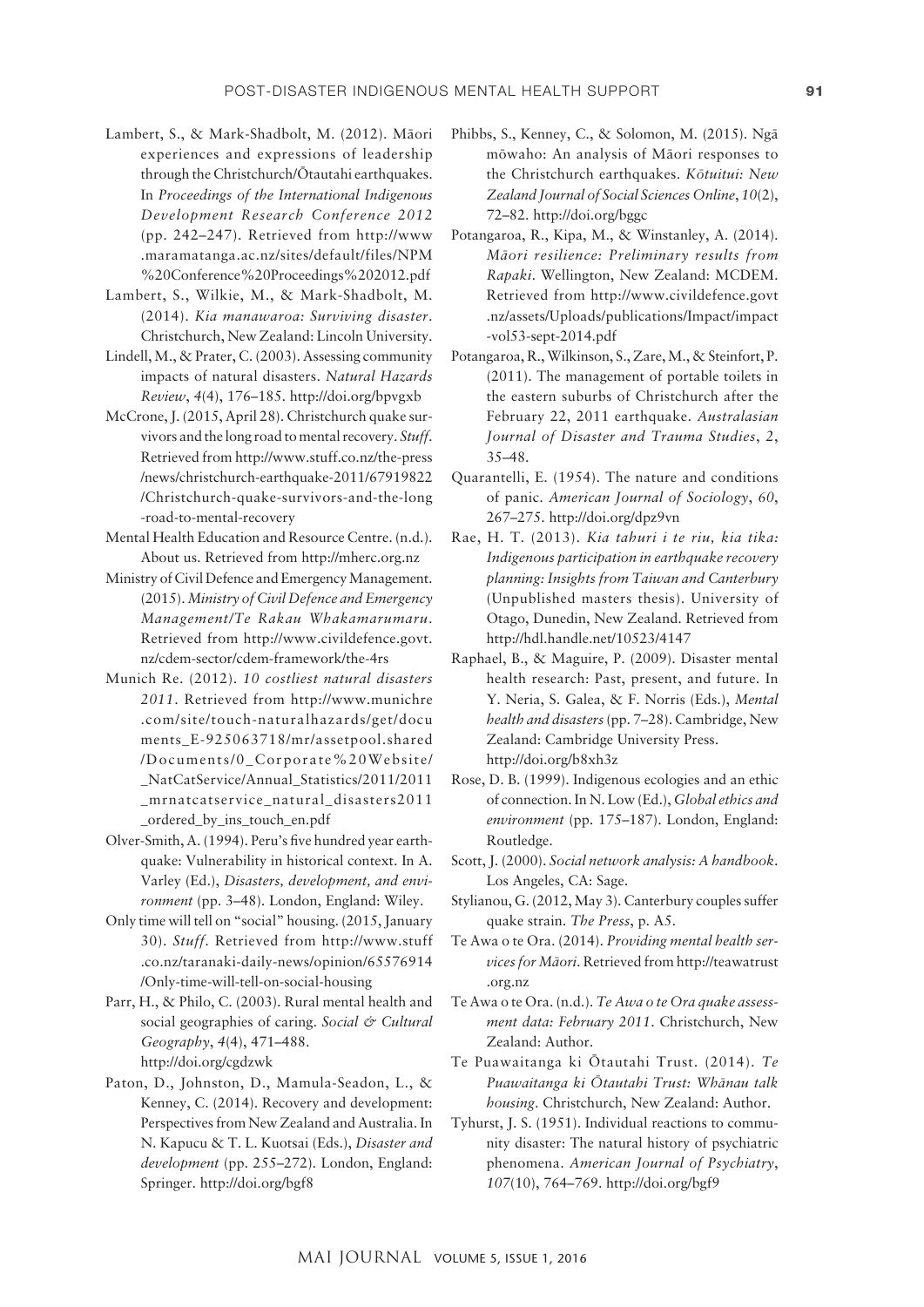Lambert, S., & Mark-Shadbolt, M. (2012). Māori experiences and expressions of leadership through the Christchurch/Ōtautahi earthquakes. In *Proceedings of the International Indigenous Development Research Conference 2012* (pp. 242–247). Retrieved from http://www.maramatanga.ac.nz/sites/default/files/NPM%20Conference%20Proceedings%202012.pdf

Lambert, S., Wilkie, M., & Mark-Shadbolt, M. (2014). *Kia manawaroa: Surviving disaster*. Christchurch, New Zealand: Lincoln University.

Lindell, M., & Prater, C. (2003). Assessing community impacts of natural disasters. *Natural Hazards Review*, *4*(4), 176–185. http://doi.org/bpvgxb

McCrone, J. (2015, April 28). Christchurch quake survivors and the long road to mental recovery. *Stuff*. Retrieved from http://www.stuff.co.nz/the-press/news/christchurch-earthquake-2011/67919822/Christchurch-quake-survivors-and-the-long-road-to-mental-recovery

Mental Health Education and Resource Centre. (n.d.). About us. Retrieved from http://mherc.org.nz

Ministry of Civil Defence and Emergency Management. (2015). *Ministry of Civil Defence and Emergency Management/Te Rakau Whakamarumaru*. Retrieved from http://www.civildefence.govt.nz/cdem-sector/cdem-framework/the-4rs

Munich Re. (2012). *10 costliest natural disasters 2011*. Retrieved from http://www.munichre.com/site/touch-naturalhazards/get/documents_E-925063718/mr/assetpool.shared/Documents/0_Corporate%20Website/_NatCatService/Annual_Statistics/2011/2011_mrnatcatservice_natural_disasters2011_ordered_by_ins_touch_en.pdf

Olver-Smith, A. (1994). Peru's five hundred year earthquake: Vulnerability in historical context. In A. Varley (Ed.), *Disasters, development, and environment* (pp. 3–48). London, England: Wiley.

Only time will tell on "social" housing. (2015, January 30). *Stuff*. Retrieved from http://www.stuff.co.nz/taranaki-daily-news/opinion/65576914/Only-time-will-tell-on-social-housing

Parr, H., & Philo, C. (2003). Rural mental health and social geographies of caring. *Social & Cultural Geography*, *4*(4), 471–488. http://doi.org/cgdzwk

Paton, D., Johnston, D., Mamula-Seadon, L., & Kenney, C. (2014). Recovery and development: Perspectives from New Zealand and Australia. In N. Kapucu & T. L. Kuotsai (Eds.), *Disaster and development* (pp. 255–272). London, England: Springer. http://doi.org/bgf8

Phibbs, S., Kenney, C., & Solomon, M. (2015). Ngā mōwaho: An analysis of Māori responses to the Christchurch earthquakes. *Kōtuitui: New Zealand Journal of Social Sciences Online*, *10*(2), 72–82. http://doi.org/bggc

Potangaroa, R., Kipa, M., & Winstanley, A. (2014). *Māori resilience: Preliminary results from Rapaki*. Wellington, New Zealand: MCDEM. Retrieved from http://www.civildefence.govt.nz/assets/Uploads/publications/Impact/impact-vol53-sept-2014.pdf

Potangaroa, R., Wilkinson, S., Zare, M., & Steinfort, P. (2011). The management of portable toilets in the eastern suburbs of Christchurch after the February 22, 2011 earthquake. *Australasian Journal of Disaster and Trauma Studies*, *2*, 35–48.

Quarantelli, E. (1954). The nature and conditions of panic. *American Journal of Sociology*, *60*, 267–275. http://doi.org/dpz9vn

Rae, H. T. (2013). *Kia tahuri i te riu, kia tika: Indigenous participation in earthquake recovery planning: Insights from Taiwan and Canterbury* (Unpublished masters thesis). University of Otago, Dunedin, New Zealand. Retrieved from http://hdl.handle.net/10523/4147

Raphael, B., & Maguire, P. (2009). Disaster mental health research: Past, present, and future. In Y. Neria, S. Galea, & F. Norris (Eds.), *Mental health and disasters* (pp. 7–28). Cambridge, New Zealand: Cambridge University Press. http://doi.org/b8xh3z

Rose, D. B. (1999). Indigenous ecologies and an ethic of connection. In N. Low (Ed.), *Global ethics and environment* (pp. 175–187). London, England: Routledge.

Scott, J. (2000). *Social network analysis: A handbook*. Los Angeles, CA: Sage.

Stylianou, G. (2012, May 3). Canterbury couples suffer quake strain. *The Press*, p. A5.

Te Awa o te Ora. (2014). *Providing mental health services for Māori*. Retrieved from http://teawatrust.org.nz

Te Awa o te Ora. (n.d.). *Te Awa o te Ora quake assessment data: February 2011*. Christchurch, New Zealand: Author.

Te Puawaitanga ki Ōtautahi Trust. (2014). *Te Puawaitanga ki Ōtautahi Trust: Whānau talk housing*. Christchurch, New Zealand: Author.

Tyhurst, J. S. (1951). Individual reactions to community disaster: The natural history of psychiatric phenomena. *American Journal of Psychiatry*, *107*(10), 764–769. http://doi.org/bgf9